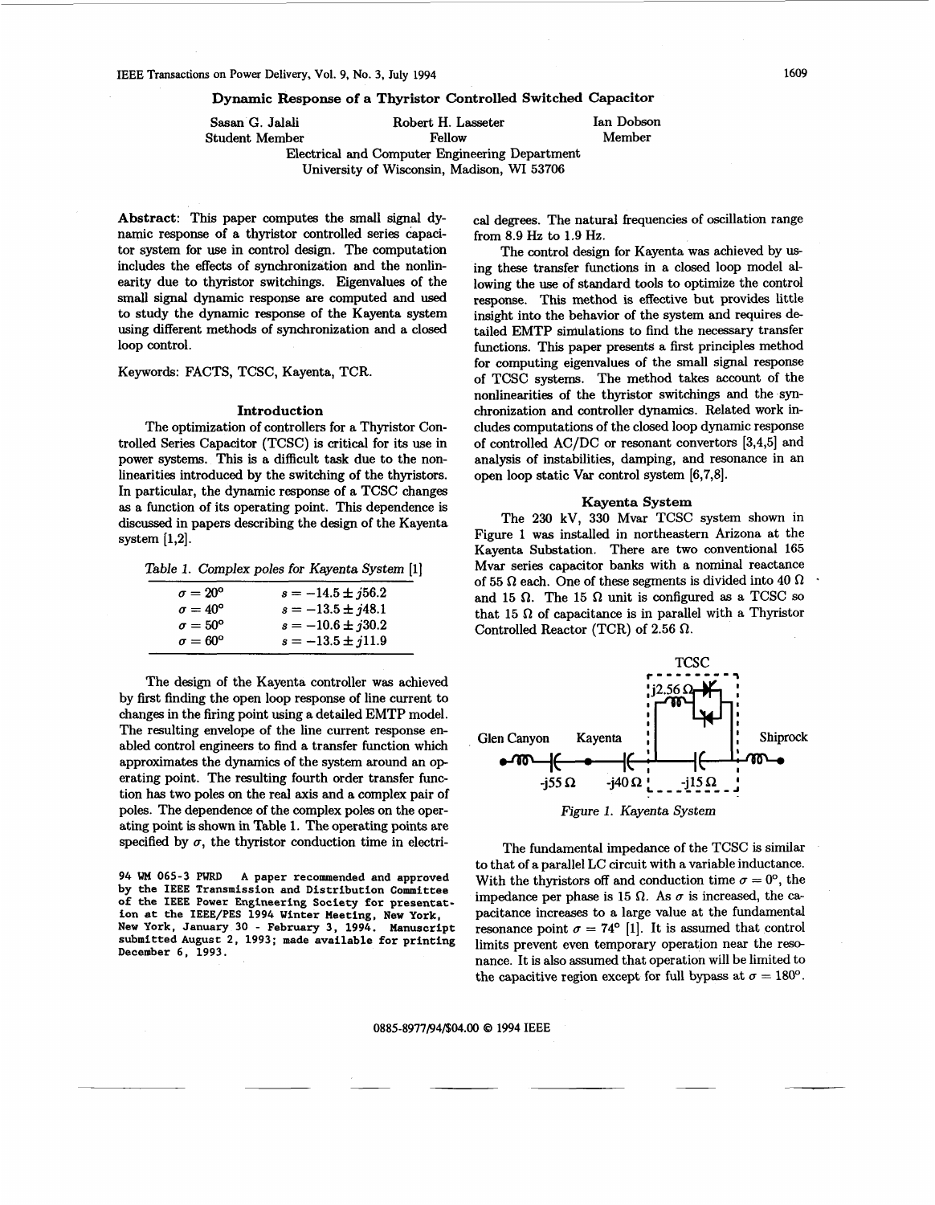# Dynamic Response of a Thyristor Controlled Switched Capacitor

Sasan G. Jalali, Student Member  
Robert H. Lasseter, Fellow  
Ian Dobson, Member  
Electrical and Computer Engineering Department  
University of Wisconsin, Madison, WI 53706

**Abstract**: This paper computes the small signal dynamic response of a thyristor controlled series capacitor system for use in control design. The computation includes the effects of synchronization and the nonlinearity due to thyristor switchings. Eigenvalues of the small signal dynamic response are computed and used to study the dynamic response of the Kayenta system using different methods of synchronization and a closed loop control.

Keywords: FACTS, TCSC, Kayenta, TCR.

## Introduction

The optimization of controllers for a Thyristor Controlled Series Capacitor (TCSC) is critical for its use in power systems. This is a difficult task due to the nonlinearities introduced by the switching of the thyristors. In particular, the dynamic response of a TCSC changes as a function of its operating point. This dependence is discussed in papers describing the design of the Kayenta system [1,2].

*Table 1. Complex poles for Kayenta System [1]*

| | |
|---|---|
| $\sigma = 20^\circ$ | $s = -14.5 \pm j56.2$ |
| $\sigma = 40^\circ$ | $s = -13.5 \pm j48.1$ |
| $\sigma = 50^\circ$ | $s = -10.6 \pm j30.2$ |
| $\sigma = 60^\circ$ | $s = -13.5 \pm j11.9$ |

The design of the Kayenta controller was achieved by first finding the open loop response of line current to changes in the firing point using a detailed EMTP model. The resulting envelope of the line current response enabled control engineers to find a transfer function which approximates the dynamics of the system around an operating point. The resulting fourth order transfer function has two poles on the real axis and a complex pair of poles. The dependence of the complex poles on the operating point is shown in Table 1. The operating points are specified by $\sigma$, the thyristor conduction time in electrical degrees. The natural frequencies of oscillation range from 8.9 Hz to 1.9 Hz.

The control design for Kayenta was achieved by using these transfer functions in a closed loop model allowing the use of standard tools to optimize the control response. This method is effective but provides little insight into the behavior of the system and requires detailed EMTP simulations to find the necessary transfer functions. This paper presents a first principles method for computing eigenvalues of the small signal response of TCSC systems. The method takes account of the nonlinearities of the thyristor switchings and the synchronization and controller dynamics. Related work includes computations of the closed loop dynamic response of controlled AC/DC or resonant convertors [3,4,5] and analysis of instabilities, damping, and resonance in an open loop static Var control system [6,7,8].

## Kayenta System

The 230 kV, 330 Mvar TCSC system shown in Figure 1 was installed in northeastern Arizona at the Kayenta Substation. There are two conventional 165 Mvar series capacitor banks with a nominal reactance of 55 Ω each. One of these segments is divided into 40 Ω and 15 Ω. The 15 Ω unit is configured as a TCSC so that 15 Ω of capacitance is in parallel with a Thyristor Controlled Reactor (TCR) of 2.56 Ω.

TCSC: j2.56 Ω; Glen Canyon, Kayenta, Shiprock; -j55 Ω, -j40 Ω, -j15 Ω

*Figure 1. Kayenta System*

The fundamental impedance of the TCSC is similar to that of a parallel LC circuit with a variable inductance. With the thyristors off and conduction time $\sigma = 0^\circ$, the impedance per phase is 15 Ω. As $\sigma$ is increased, the capacitance increases to a large value at the fundamental resonance point $\sigma = 74^\circ$ [1]. It is assumed that control limits prevent even temporary operation near the resonance. It is also assumed that operation will be limited to the capacitive region except for full bypass at $\sigma = 180^\circ$.

94 WM 065-3 PWRD A paper recommended and approved by the IEEE Transmission and Distribution Committee of the IEEE Power Engineering Society for presentation at the IEEE/PES 1994 Winter Meeting, New York, New York, January 30 - February 3, 1994. Manuscript submitted August 2, 1993; made available for printing December 6, 1993.

0885-8977/94/$04.00 © 1994 IEEE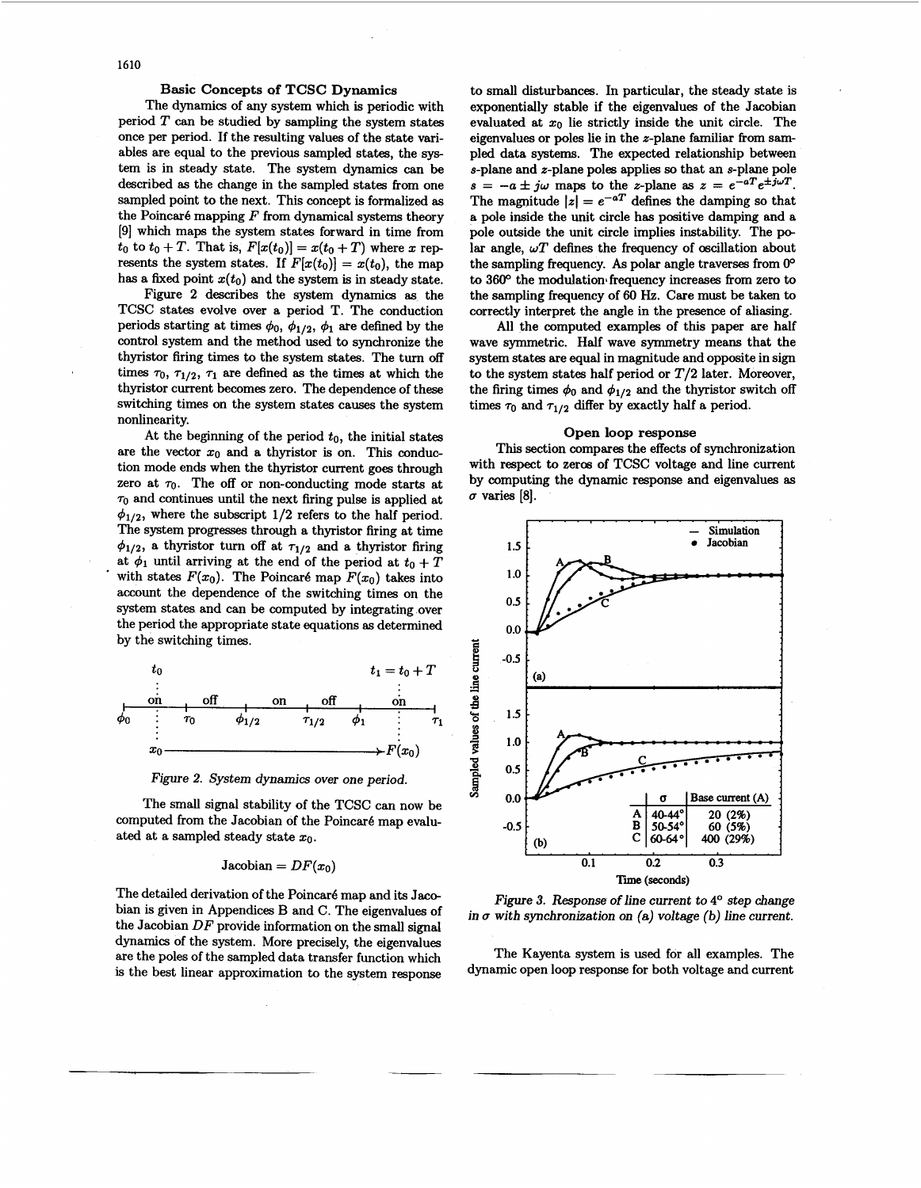### Basic Concepts of TCSC Dynamics

The dynamics of any system which is periodic with period $T$ can be studied by sampling the system states once per period. If the resulting values of the state variables are equal to the previous sampled states, the system is in steady state. The system dynamics can be described as the change in the sampled states from one sampled point to the next. This concept is formalized as the Poincaré mapping $F$ from dynamical systems theory [9] which maps the system states forward in time from $t_0$ to $t_0 + T$. That is, $F[x(t_0)] = x(t_0 + T)$ where $x$ represents the system states. If $F[x(t_0)] = x(t_0)$, the map has a fixed point $x(t_0)$ and the system is in steady state.

Figure 2 describes the system dynamics as the TCSC states evolve over a period T. The conduction periods starting at times $\phi_0$, $\phi_{1/2}$, $\phi_1$ are defined by the control system and the method used to synchronize the thyristor firing times to the system states. The turn off times $\tau_0$, $\tau_{1/2}$, $\tau_1$ are defined as the times at which the thyristor current becomes zero. The dependence of these switching times on the system states causes the system nonlinearity.

At the beginning of the period $t_0$, the initial states are the vector $x_0$ and a thyristor is on. This conduction mode ends when the thyristor current goes through zero at $\tau_0$. The off or non-conducting mode starts at $\tau_0$ and continues until the next firing pulse is applied at $\phi_{1/2}$, where the subscript 1/2 refers to the half period. The system progresses through a thyristor firing at time $\phi_{1/2}$, a thyristor turn off at $\tau_{1/2}$ and a thyristor firing at $\phi_1$ until arriving at the end of the period at $t_0 + T$ with states $F(x_0)$. The Poincaré map $F(x_0)$ takes into account the dependence of the switching times on the system states and can be computed by integrating over the period the appropriate state equations as determined by the switching times.

$t_0$ $\qquad$ $t_1 = t_0 + T$

on — off — on — off — on

$\phi_0$ $\quad$ $\tau_0$ $\quad$ $\phi_{1/2}$ $\quad$ $\tau_{1/2}$ $\quad$ $\phi_1$ $\quad$ $\tau_1$

$x_0 \longrightarrow F(x_0)$

*Figure 2. System dynamics over one period.*

The small signal stability of the TCSC can now be computed from the Jacobian of the Poincaré map evaluated at a sampled steady state $x_0$.

$$\text{Jacobian} = DF(x_0)$$

The detailed derivation of the Poincaré map and its Jacobian is given in Appendices B and C. The eigenvalues of the Jacobian $DF$ provide information on the small signal dynamics of the system. More precisely, the eigenvalues are the poles of the sampled data transfer function which is the best linear approximation to the system response to small disturbances. In particular, the steady state is exponentially stable if the eigenvalues of the Jacobian evaluated at $x_0$ lie strictly inside the unit circle. The eigenvalues or poles lie in the $z$-plane familiar from sampled data systems. The expected relationship between $s$-plane and $z$-plane poles applies so that an $s$-plane pole $s = -a \pm j\omega$ maps to the $z$-plane as $z = e^{-aT}e^{\pm j\omega T}$. The magnitude $|z| = e^{-aT}$ defines the damping so that a pole inside the unit circle has positive damping and a pole outside the unit circle implies instability. The polar angle, $\omega T$ defines the frequency of oscillation about the sampling frequency. As polar angle traverses from 0° to 360° the modulation frequency increases from zero to the sampling frequency of 60 Hz. Care must be taken to correctly interpret the angle in the presence of aliasing.

All the computed examples of this paper are half wave symmetric. Half wave symmetry means that the system states are equal in magnitude and opposite in sign to the system states half period or $T/2$ later. Moreover, the firing times $\phi_0$ and $\phi_{1/2}$ and the thyristor switch off times $\tau_0$ and $\tau_{1/2}$ differ by exactly half a period.

### Open loop response

This section compares the effects of synchronization with respect to zeros of TCSC voltage and line current by computing the dynamic response and eigenvalues as $\sigma$ varies [8].

| | $\sigma$ | Base current (A) |
|---|---|---|
| A | 40-44° | 20 (2%) |
| B | 50-54° | 60 (5%) |
| C | 60-64° | 400 (29%) |

*Figure 3. Response of line current to 4° step change in $\sigma$ with synchronization on (a) voltage (b) line current.*

The Kayenta system is used for all examples. The dynamic open loop response for both voltage and current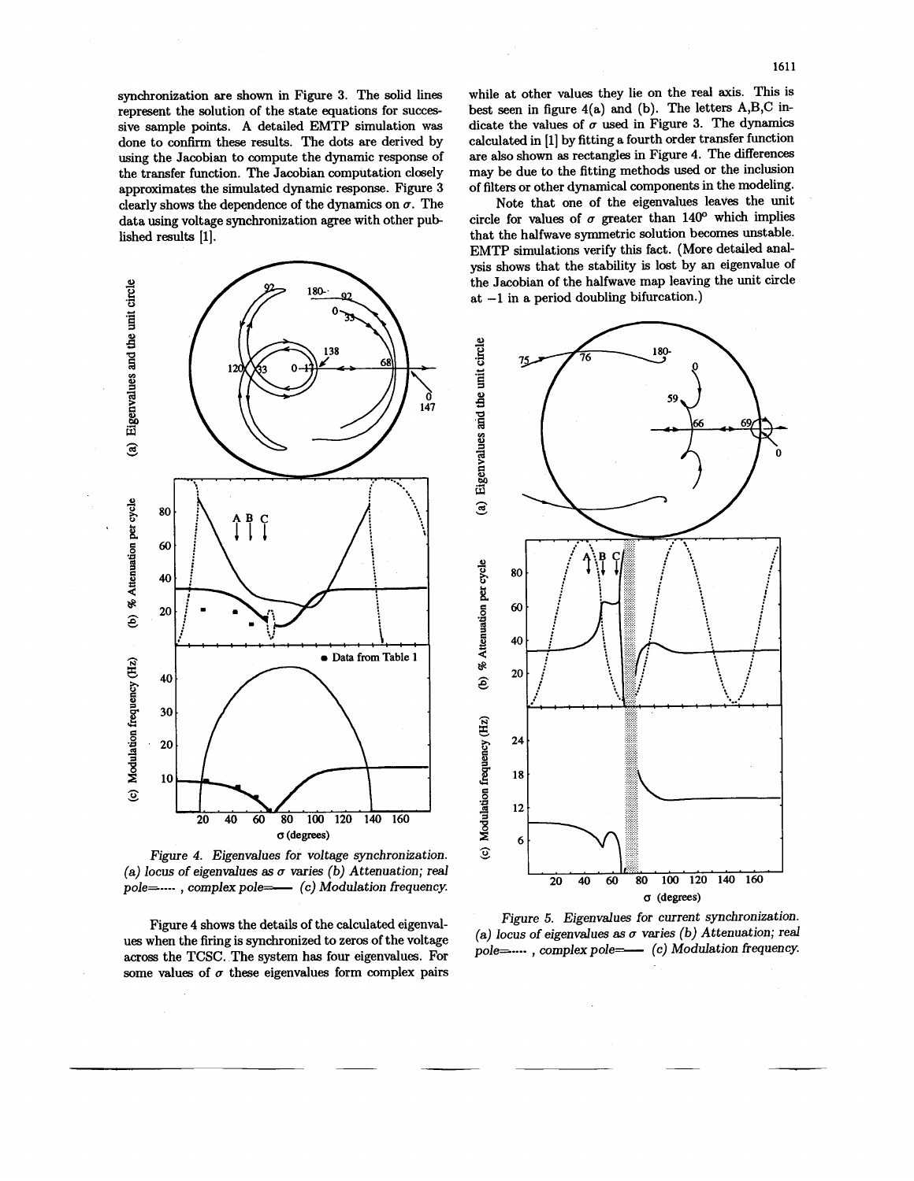synchronization are shown in Figure 3. The solid lines represent the solution of the state equations for successive sample points. A detailed EMTP simulation was done to confirm these results. The dots are derived by using the Jacobian to compute the dynamic response of the transfer function. The Jacobian computation closely approximates the simulated dynamic response. Figure 3 clearly shows the dependence of the dynamics on $\sigma$. The data using voltage synchronization agree with other published results [1].

Figure 4. Eigenvalues for voltage synchronization. (a) locus of eigenvalues as $\sigma$ varies (b) Attenuation; real pole=----- , complex pole=—— (c) Modulation frequency.

Figure 4 shows the details of the calculated eigenvalues when the firing is synchronized to zeros of the voltage across the TCSC. The system has four eigenvalues. For some values of $\sigma$ these eigenvalues form complex pairs while at other values they lie on the real axis. This is best seen in figure 4(a) and (b). The letters A,B,C indicate the values of $\sigma$ used in Figure 3. The dynamics calculated in [1] by fitting a fourth order transfer function are also shown as rectangles in Figure 4. The differences may be due to the fitting methods used or the inclusion of filters or other dynamical components in the modeling.

Note that one of the eigenvalues leaves the unit circle for values of $\sigma$ greater than 140° which implies that the halfwave symmetric solution becomes unstable. EMTP simulations verify this fact. (More detailed analysis shows that the stability is lost by an eigenvalue of the Jacobian of the halfwave map leaving the unit circle at $-1$ in a period doubling bifurcation.)

Figure 5. Eigenvalues for current synchronization. (a) locus of eigenvalues as $\sigma$ varies (b) Attenuation; real pole=----- , complex pole=—— (c) Modulation frequency.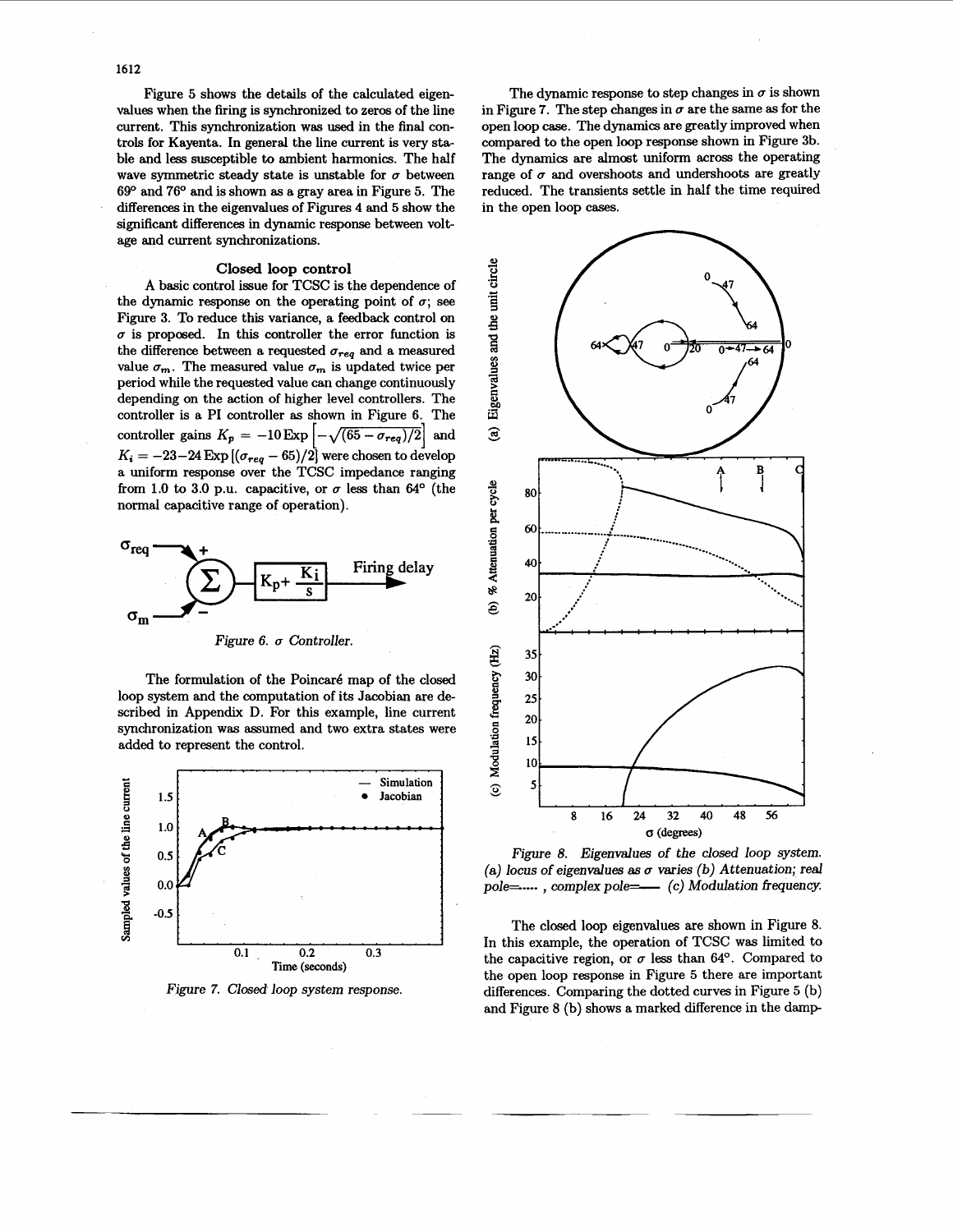Figure 5 shows the details of the calculated eigenvalues when the firing is synchronized to zeros of the line current. This synchronization was used in the final controls for Kayenta. In general the line current is very stable and less susceptible to ambient harmonics. The half wave symmetric steady state is unstable for $\sigma$ between 69° and 76° and is shown as a gray area in Figure 5. The differences in the eigenvalues of Figures 4 and 5 show the significant differences in dynamic response between voltage and current synchronizations.

### Closed loop control

A basic control issue for TCSC is the dependence of the dynamic response on the operating point of $\sigma$; see Figure 3. To reduce this variance, a feedback control on $\sigma$ is proposed. In this controller the error function is the difference between a requested $\sigma_{req}$ and a measured value $\sigma_m$. The measured value $\sigma_m$ is updated twice per period while the requested value can change continuously depending on the action of higher level controllers. The controller is a PI controller as shown in Figure 6. The controller gains $K_p = -10\,\mathrm{Exp}\left[-\sqrt{(65-\sigma_{req})/2}\right]$ and $K_i = -23 - 24\,\mathrm{Exp}\left[(\sigma_{req} - 65)/2\right]$ were chosen to develop a uniform response over the TCSC impedance ranging from 1.0 to 3.0 p.u. capacitive, or $\sigma$ less than 64° (the normal capacitive range of operation).

*Figure 6. $\sigma$ Controller.*

The formulation of the Poincaré map of the closed loop system and the computation of its Jacobian are described in Appendix D. For this example, line current synchronization was assumed and two extra states were added to represent the control.

*Figure 7. Closed loop system response.*

The dynamic response to step changes in $\sigma$ is shown in Figure 7. The step changes in $\sigma$ are the same as for the open loop case. The dynamics are greatly improved when compared to the open loop response shown in Figure 3b. The dynamics are almost uniform across the operating range of $\sigma$ and overshoots and undershoots are greatly reduced. The transients settle in half the time required in the open loop cases.

*Figure 8. Eigenvalues of the closed loop system. (a) locus of eigenvalues as $\sigma$ varies (b) Attenuation; real pole=....., complex pole=—— (c) Modulation frequency.*

The closed loop eigenvalues are shown in Figure 8. In this example, the operation of TCSC was limited to the capacitive region, or $\sigma$ less than 64°. Compared to the open loop response in Figure 5 there are important differences. Comparing the dotted curves in Figure 5 (b) and Figure 8 (b) shows a marked difference in the damp-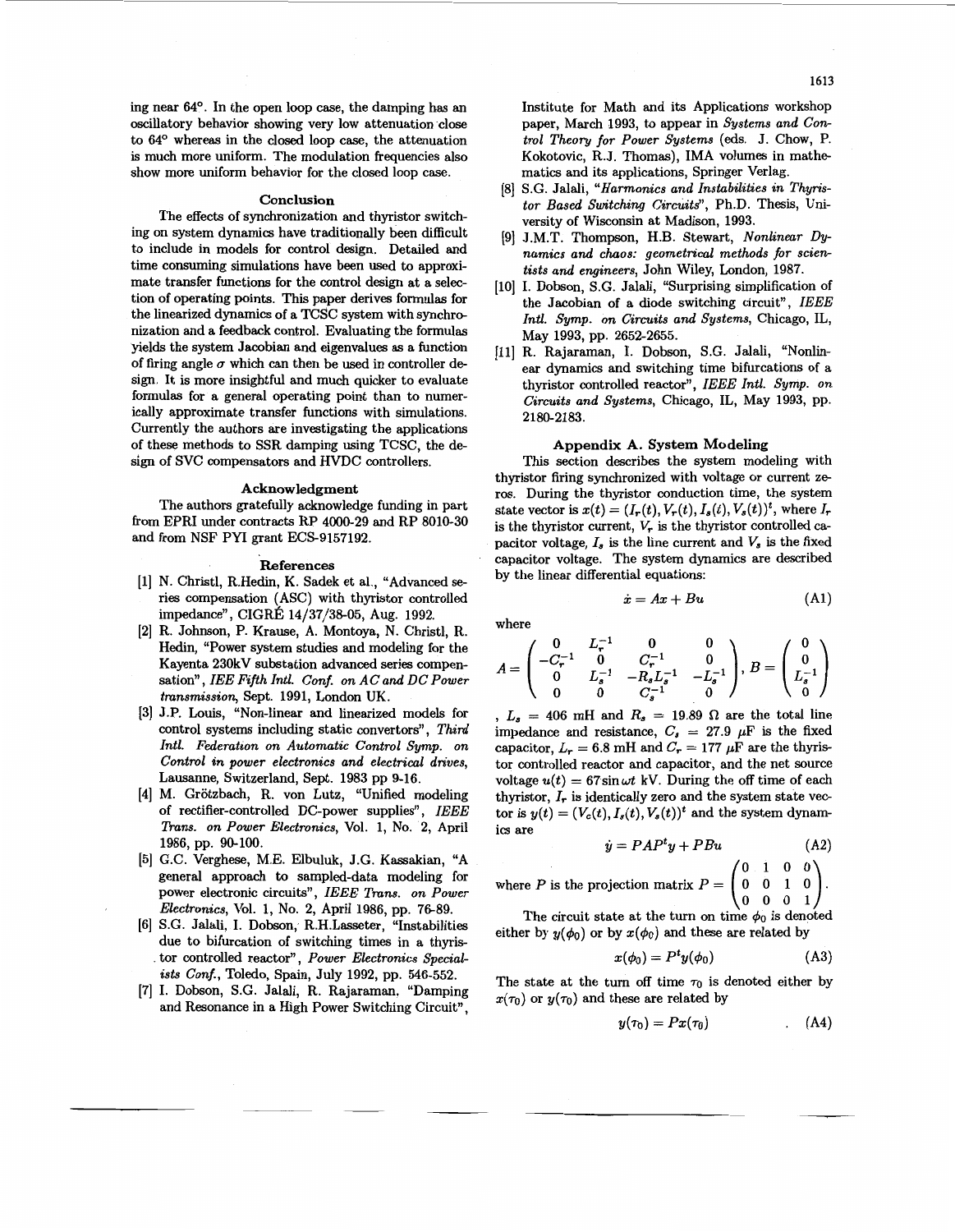ing near 64°. In the open loop case, the damping has an oscillatory behavior showing very low attenuation close to 64° whereas in the closed loop case, the attenuation is much more uniform. The modulation frequencies also show more uniform behavior for the closed loop case.

## Conclusion

The effects of synchronization and thyristor switching on system dynamics have traditionally been difficult to include in models for control design. Detailed and time consuming simulations have been used to approximate transfer functions for the control design at a selection of operating points. This paper derives formulas for the linearized dynamics of a TCSC system with synchronization and a feedback control. Evaluating the formulas yields the system Jacobian and eigenvalues as a function of firing angle $\sigma$ which can then be used in controller design. It is more insightful and much quicker to evaluate formulas for a general operating point than to numerically approximate transfer functions with simulations. Currently the authors are investigating the applications of these methods to SSR damping using TCSC, the design of SVC compensators and HVDC controllers.

## Acknowledgment

The authors gratefully acknowledge funding in part from EPRI under contracts RP 4000-29 and RP 8010-30 and from NSF PYI grant ECS-9157192.

## References

[1] N. Christl, R.Hedin, K. Sadek et al., "Advanced series compensation (ASC) with thyristor controlled impedance", CIGRÉ 14/37/38-05, Aug. 1992.

[2] R. Johnson, P. Krause, A. Montoya, N. Christl, R. Hedin, "Power system studies and modeling for the Kayenta 230kV substation advanced series compensation", *IEE Fifth Intl. Conf. on AC and DC Power transmission*, Sept. 1991, London UK.

[3] J.P. Louis, "Non-linear and linearized models for control systems including static convertors", *Third Intl. Federation on Automatic Control Symp. on Control in power electronics and electrical drives*, Lausanne, Switzerland, Sept. 1983 pp 9-16.

[4] M. Grötzbach, R. von Lutz, "Unified modeling of rectifier-controlled DC-power supplies", *IEEE Trans. on Power Electronics*, Vol. 1, No. 2, April 1986, pp. 90-100.

[5] G.C. Verghese, M.E. Elbuluk, J.G. Kassakian, "A general approach to sampled-data modeling for power electronic circuits", *IEEE Trans. on Power Electronics*, Vol. 1, No. 2, April 1986, pp. 76-89.

[6] S.G. Jalali, I. Dobson, R.H.Lasseter, "Instabilities due to bifurcation of switching times in a thyristor controlled reactor", *Power Electronics Specialists Conf.*, Toledo, Spain, July 1992, pp. 546-552.

[7] I. Dobson, S.G. Jalali, R. Rajaraman, "Damping and Resonance in a High Power Switching Circuit", Institute for Math and its Applications workshop paper, March 1993, to appear in *Systems and Control Theory for Power Systems* (eds. J. Chow, P. Kokotovic, R.J. Thomas), IMA volumes in mathematics and its applications, Springer Verlag.

[8] S.G. Jalali, *"Harmonics and Instabilities in Thyristor Based Switching Circuits"*, Ph.D. Thesis, University of Wisconsin at Madison, 1993.

[9] J.M.T. Thompson, H.B. Stewart, *Nonlinear Dynamics and chaos: geometrical methods for scientists and engineers*, John Wiley, London, 1987.

[10] I. Dobson, S.G. Jalali, "Surprising simplification of the Jacobian of a diode switching circuit", *IEEE Intl. Symp. on Circuits and Systems*, Chicago, IL, May 1993, pp. 2652-2655.

[11] R. Rajaraman, I. Dobson, S.G. Jalali, "Nonlinear dynamics and switching time bifurcations of a thyristor controlled reactor", *IEEE Intl. Symp. on Circuits and Systems*, Chicago, IL, May 1993, pp. 2180-2183.

## Appendix A. System Modeling

This section describes the system modeling with thyristor firing synchronized with voltage or current zeros. During the thyristor conduction time, the system state vector is $x(t) = (I_r(t), V_r(t), I_s(t), V_s(t))^t$, where $I_r$ is the thyristor current, $V_r$ is the thyristor controlled capacitor voltage, $I_s$ is the line current and $V_s$ is the fixed capacitor voltage. The system dynamics are described by the linear differential equations:

$$\dot{x} = Ax + Bu \tag{A1}$$

where

$$A = \begin{pmatrix} 0 & L_r^{-1} & 0 & 0 \\ -C_r^{-1} & 0 & C_r^{-1} & 0 \\ 0 & L_s^{-1} & -R_s L_s^{-1} & -L_s^{-1} \\ 0 & 0 & C_s^{-1} & 0 \end{pmatrix}, \; B = \begin{pmatrix} 0 \\ 0 \\ L_s^{-1} \\ 0 \end{pmatrix}$$

, $L_s = 406$ mH and $R_s = 19.89\ \Omega$ are the total line impedance and resistance, $C_s = 27.9\ \mu$F is the fixed capacitor, $L_r = 6.8$ mH and $C_r = 177\ \mu$F are the thyristor controlled reactor and capacitor, and the net source voltage $u(t) = 67 \sin \omega t$ kV. During the off time of each thyristor, $I_r$ is identically zero and the system state vector is $y(t) = (V_c(t), I_s(t), V_s(t))^t$ and the system dynamics are

$$\dot{y} = PAP^t y + PBu \tag{A2}$$

where $P$ is the projection matrix $P = \begin{pmatrix} 0 & 1 & 0 & 0 \\ 0 & 0 & 1 & 0 \\ 0 & 0 & 0 & 1 \end{pmatrix}$.

The circuit state at the turn on time $\phi_0$ is denoted either by $y(\phi_0)$ or by $x(\phi_0)$ and these are related by

$$x(\phi_0) = P^t y(\phi_0) \tag{A3}$$

The state at the turn off time $\tau_0$ is denoted either by $x(\tau_0)$ or $y(\tau_0)$ and these are related by

$$y(\tau_0) = Px(\tau_0) \tag{A4}$$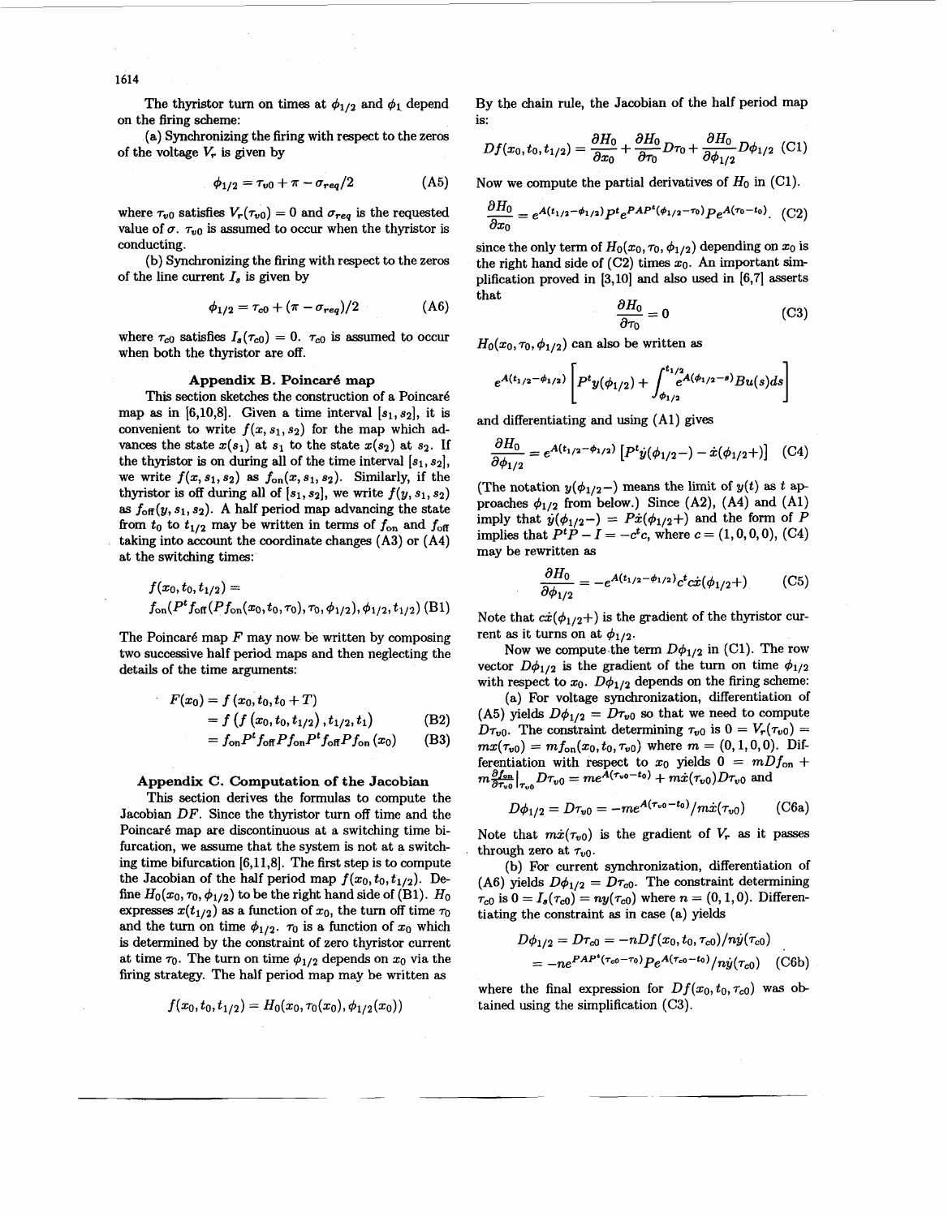The thyristor turn on times at $\phi_{1/2}$ and $\phi_1$ depend on the firing scheme:

(a) Synchronizing the firing with respect to the zeros of the voltage $V_r$ is given by

$$\phi_{1/2} = \tau_{v0} + \pi - \sigma_{req}/2 \tag{A5}$$

where $\tau_{v0}$ satisfies $V_r(\tau_{v0}) = 0$ and $\sigma_{req}$ is the requested value of $\sigma$. $\tau_{v0}$ is assumed to occur when the thyristor is conducting.

(b) Synchronizing the firing with respect to the zeros of the line current $I_s$ is given by

$$\phi_{1/2} = \tau_{c0} + (\pi - \sigma_{req})/2 \tag{A6}$$

where $\tau_{c0}$ satisfies $I_s(\tau_{c0}) = 0$. $\tau_{c0}$ is assumed to occur when both the thyristor are off.

### Appendix B. Poincaré map

This section sketches the construction of a Poincaré map as in [6,10,8]. Given a time interval $[s_1, s_2]$, it is convenient to write $f(x, s_1, s_2)$ for the map which advances the state $x(s_1)$ at $s_1$ to the state $x(s_2)$ at $s_2$. If the thyristor is on during all of the time interval $[s_1, s_2]$, we write $f(x, s_1, s_2)$ as $f_{\text{on}}(x, s_1, s_2)$. Similarly, if the thyristor is off during all of $[s_1, s_2]$, we write $f(y, s_1, s_2)$ as $f_{\text{off}}(y, s_1, s_2)$. A half period map advancing the state from $t_0$ to $t_{1/2}$ may be written in terms of $f_{\text{on}}$ and $f_{\text{off}}$ taking into account the coordinate changes (A3) or (A4) at the switching times:

$$f(x_0, t_0, t_{1/2}) =$$
$$f_{\text{on}}(P^t f_{\text{off}}(P f_{\text{on}}(x_0, t_0, \tau_0), \tau_0, \phi_{1/2}), \phi_{1/2}, t_{1/2}) \tag{B1}$$

The Poincaré map $F$ may now be written by composing two successive half period maps and then neglecting the details of the time arguments:

$$\begin{aligned} F(x_0) &= f(x_0, t_0, t_0 + T) \\ &= f(f(x_0, t_0, t_{1/2}), t_{1/2}, t_1) \qquad \text{(B2)} \\ &= f_{\text{on}} P^t f_{\text{off}} P f_{\text{on}} P^t f_{\text{off}} P f_{\text{on}}(x_0) \qquad \text{(B3)} \end{aligned}$$

### Appendix C. Computation of the Jacobian

This section derives the formulas to compute the Jacobian $DF$. Since the thyristor turn off time and the Poincaré map are discontinuous at a switching time bifurcation, we assume that the system is not at a switching time bifurcation [6,11,8]. The first step is to compute the Jacobian of the half period map $f(x_0, t_0, t_{1/2})$. Define $H_0(x_0, \tau_0, \phi_{1/2})$ to be the right hand side of (B1). $H_0$ expresses $x(t_{1/2})$ as a function of $x_0$, the turn off time $\tau_0$ and the turn on time $\phi_{1/2}$. $\tau_0$ is a function of $x_0$ which is determined by the constraint of zero thyristor current at time $\tau_0$. The turn on time $\phi_{1/2}$ depends on $x_0$ via the firing strategy. The half period map may be written as

$$f(x_0, t_0, t_{1/2}) = H_0(x_0, \tau_0(x_0), \phi_{1/2}(x_0))$$

By the chain rule, the Jacobian of the half period map is:

$$Df(x_0, t_0, t_{1/2}) = \frac{\partial H_0}{\partial x_0} + \frac{\partial H_0}{\partial \tau_0} D\tau_0 + \frac{\partial H_0}{\partial \phi_{1/2}} D\phi_{1/2} \tag{C1}$$

Now we compute the partial derivatives of $H_0$ in (C1).

$$\frac{\partial H_0}{\partial x_0} = e^{A(t_{1/2} - \phi_{1/2})} P^t e^{PAP^t(\phi_{1/2} - \tau_0)} P e^{A(\tau_0 - t_0)}. \tag{C2}$$

since the only term of $H_0(x_0, \tau_0, \phi_{1/2})$ depending on $x_0$ is the right hand side of (C2) times $x_0$. An important simplification proved in [3,10] and also used in [6,7] asserts that

$$\frac{\partial H_0}{\partial \tau_0} = 0 \tag{C3}$$

$H_0(x_0, \tau_0, \phi_{1/2})$ can also be written as

$$e^{A(t_{1/2} - \phi_{1/2})} \left[ P^t y(\phi_{1/2}) + \int_{\phi_{1/2}}^{t_{1/2}} e^{A(\phi_{1/2} - s)} B u(s) ds \right]$$

and differentiating and using (A1) gives

$$\frac{\partial H_0}{\partial \phi_{1/2}} = e^{A(t_{1/2} - \phi_{1/2})} \left[ P^t \dot{y}(\phi_{1/2}-) - \dot{x}(\phi_{1/2}+) \right] \tag{C4}$$

(The notation $y(\phi_{1/2}-)$ means the limit of $y(t)$ as $t$ approaches $\phi_{1/2}$ from below.) Since (A2), (A4) and (A1) imply that $\dot{y}(\phi_{1/2}-) = P\dot{x}(\phi_{1/2}+)$ and the form of $P$ implies that $P^t P - I = -c^t c$, where $c = (1, 0, 0, 0)$, (C4) may be rewritten as

$$\frac{\partial H_0}{\partial \phi_{1/2}} = -e^{A(t_{1/2} - \phi_{1/2})} c^t c \dot{x}(\phi_{1/2}+) \tag{C5}$$

Note that $c\dot{x}(\phi_{1/2}+)$ is the gradient of the thyristor current as it turns on at $\phi_{1/2}$.

Now we compute the term $D\phi_{1/2}$ in (C1). The row vector $D\phi_{1/2}$ is the gradient of the turn on time $\phi_{1/2}$ with respect to $x_0$. $D\phi_{1/2}$ depends on the firing scheme:

(a) For voltage synchronization, differentiation of (A5) yields $D\phi_{1/2} = D\tau_{v0}$ so that we need to compute $D\tau_{v0}$. The constraint determining $\tau_{v0}$ is $0 = V_r(\tau_{v0}) = mx(\tau_{v0}) = mf_{\text{on}}(x_0, t_0, \tau_{v0})$ where $m = (0, 1, 0, 0)$. Differentiation with respect to $x_0$ yields $0 = mDf_{\text{on}} + m\frac{\partial f_{\text{on}}}{\partial \tau_{v0}}\big|_{\tau_{v0}} D\tau_{v0} = me^{A(\tau_{v0} - t_0)} + m\dot{x}(\tau_{v0}) D\tau_{v0}$ and

$$D\phi_{1/2} = D\tau_{v0} = -me^{A(\tau_{v0} - t_0)} / m\dot{x}(\tau_{v0}) \tag{C6a}$$

Note that $m\dot{x}(\tau_{v0})$ is the gradient of $V_r$ as it passes through zero at $\tau_{v0}$.

(b) For current synchronization, differentiation of (A6) yields $D\phi_{1/2} = D\tau_{c0}$. The constraint determining $\tau_{c0}$ is $0 = I_s(\tau_{c0}) = ny(\tau_{c0})$ where $n = (0, 1, 0)$. Differentiating the constraint as in case (a) yields

$$\begin{aligned} D\phi_{1/2} = D\tau_{c0} &= -nDf(x_0, t_0, \tau_{c0}) / n\dot{y}(\tau_{c0}) \\ &= -ne^{PAP^t(\tau_{c0} - \tau_0)} P e^{A(\tau_{c0} - t_0)} / n\dot{y}(\tau_{c0}) \qquad \text{(C6b)} \end{aligned}$$

where the final expression for $Df(x_0, t_0, \tau_{c0})$ was obtained using the simplification (C3).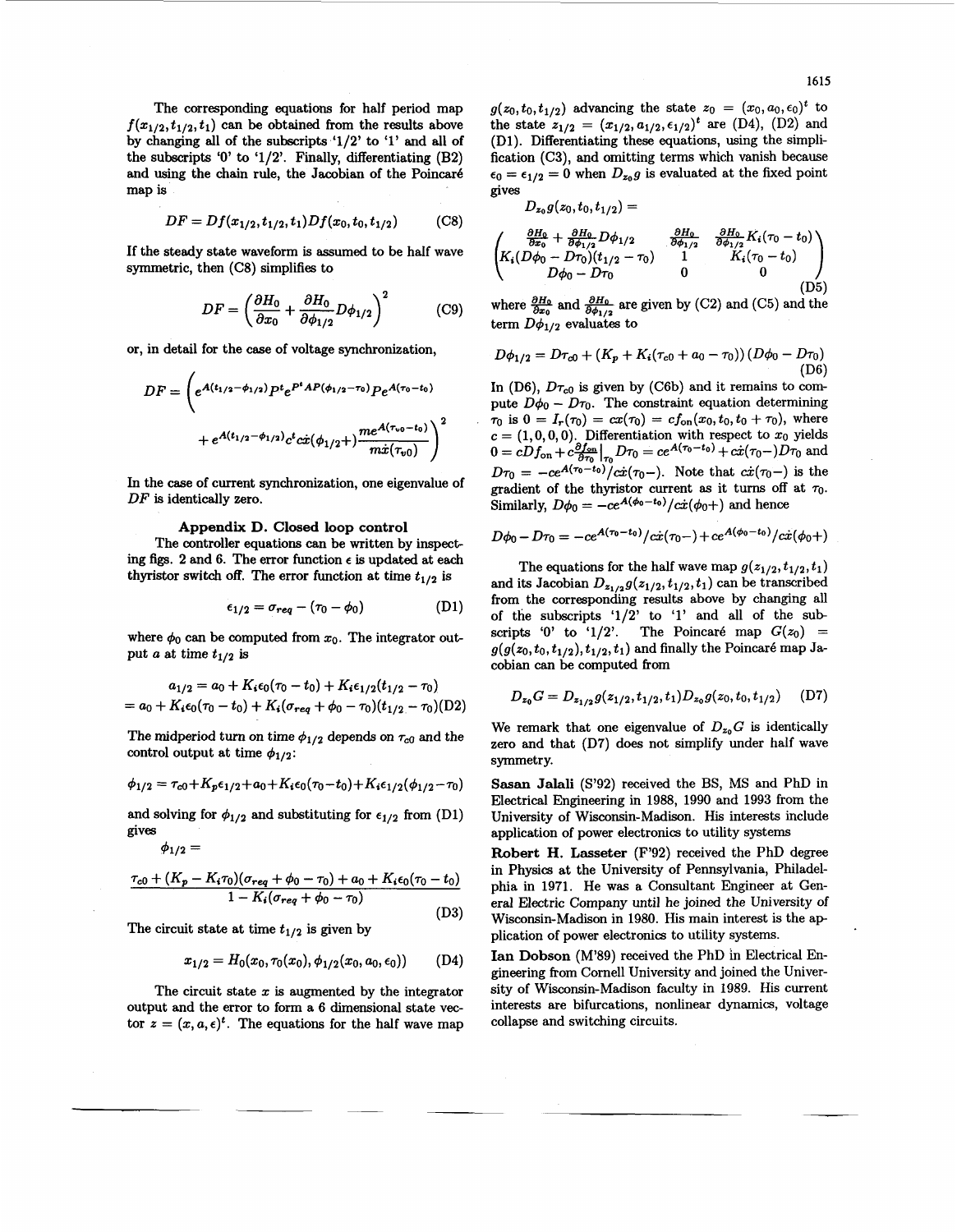The corresponding equations for half period map $f(x_{1/2}, t_{1/2}, t_1)$ can be obtained from the results above by changing all of the subscripts '1/2' to '1' and all of the subscripts '0' to '1/2'. Finally, differentiating (B2) and using the chain rule, the Jacobian of the Poincaré map is

$$DF = Df(x_{1/2}, t_{1/2}, t_1) Df(x_0, t_0, t_{1/2}) \tag{C8}$$

If the steady state waveform is assumed to be half wave symmetric, then (C8) simplifies to

$$DF = \left( \frac{\partial H_0}{\partial x_0} + \frac{\partial H_0}{\partial \phi_{1/2}} D\phi_{1/2} \right)^2 \tag{C9}$$

or, in detail for the case of voltage synchronization,

$$DF = \Bigg( e^{A(t_{1/2} - \phi_{1/2})} P^t e^{P^t A P (\phi_{1/2} - \tau_0)} P e^{A(\tau_0 - t_0)} + e^{A(t_{1/2} - \phi_{1/2})} c^t c\dot{x}(\phi_{1/2}+) \frac{m e^{A(\tau_{v0} - t_0)}}{m\dot{x}(\tau_{v0})} \Bigg)^2$$

In the case of current synchronization, one eigenvalue of $DF$ is identically zero.

## Appendix D. Closed loop control

The controller equations can be written by inspecting figs. 2 and 6. The error function $\epsilon$ is updated at each thyristor switch off. The error function at time $t_{1/2}$ is

$$\epsilon_{1/2} = \sigma_{req} - (\tau_0 - \phi_0) \tag{D1}$$

where $\phi_0$ can be computed from $x_0$. The integrator output $a$ at time $t_{1/2}$ is

$$\begin{aligned} a_{1/2} &= a_0 + K_i \epsilon_0 (\tau_0 - t_0) + K_i \epsilon_{1/2} (t_{1/2} - \tau_0) \\ &= a_0 + K_i \epsilon_0 (\tau_0 - t_0) + K_i (\sigma_{req} + \phi_0 - \tau_0)(t_{1/2} - \tau_0) \end{aligned} \tag{D2}$$

The midperiod turn on time $\phi_{1/2}$ depends on $\tau_{c0}$ and the control output at time $\phi_{1/2}$:

$$\phi_{1/2} = \tau_{c0} + K_p \epsilon_{1/2} + a_0 + K_i \epsilon_0 (\tau_0 - t_0) + K_i \epsilon_{1/2} (\phi_{1/2} - \tau_0)$$

and solving for $\phi_{1/2}$ and substituting for $\epsilon_{1/2}$ from (D1) gives

$$\phi_{1/2} = \frac{\tau_{c0} + (K_p - K_i \tau_0)(\sigma_{req} + \phi_0 - \tau_0) + a_0 + K_i \epsilon_0 (\tau_0 - t_0)}{1 - K_i (\sigma_{req} + \phi_0 - \tau_0)} \tag{D3}$$

The circuit state at time $t_{1/2}$ is given by

$$x_{1/2} = H_0(x_0, \tau_0(x_0), \phi_{1/2}(x_0, a_0, \epsilon_0)) \tag{D4}$$

The circuit state $x$ is augmented by the integrator output and the error to form a 6 dimensional state vector $z = (x, a, \epsilon)^t$. The equations for the half wave map $g(z_0, t_0, t_{1/2})$ advancing the state $z_0 = (x_0, a_0, \epsilon_0)^t$ to the state $z_{1/2} = (x_{1/2}, a_{1/2}, \epsilon_{1/2})^t$ are (D4), (D2) and (D1). Differentiating these equations, using the simplification (C3), and omitting terms which vanish because $\epsilon_0 = \epsilon_{1/2} = 0$ when $D_{z_0} g$ is evaluated at the fixed point gives

$$D_{z_0} g(z_0, t_0, t_{1/2}) = \begin{pmatrix} \frac{\partial H_0}{\partial x_0} + \frac{\partial H_0}{\partial \phi_{1/2}} D\phi_{1/2} & \frac{\partial H_0}{\partial \phi_{1/2}} & \frac{\partial H_0}{\partial \phi_{1/2}} K_i (\tau_0 - t_0) \\ K_i (D\phi_0 - D\tau_0)(t_{1/2} - \tau_0) & 1 & K_i (\tau_0 - t_0) \\ D\phi_0 - D\tau_0 & 0 & 0 \end{pmatrix} \tag{D5}$$

where $\frac{\partial H_0}{\partial x_0}$ and $\frac{\partial H_0}{\partial \phi_{1/2}}$ are given by (C2) and (C5) and the term $D\phi_{1/2}$ evaluates to

$$D\phi_{1/2} = D\tau_{c0} + (K_p + K_i(\tau_{c0} + a_0 - \tau_0))(D\phi_0 - D\tau_0) \tag{D6}$$

In (D6), $D\tau_{c0}$ is given by (C6b) and it remains to compute $D\phi_0 - D\tau_0$. The constraint equation determining $\tau_0$ is $0 = I_r(\tau_0) = cx(\tau_0) = cf_{\text{on}}(x_0, t_0, t_0 + \tau_0)$, where $c = (1, 0, 0, 0)$. Differentiation with respect to $x_0$ yields $0 = cDf_{\text{on}} + c\frac{\partial f_{\text{on}}}{\partial \tau_0}\big|_{\tau_0} D\tau_0 = ce^{A(\tau_0 - t_0)} + c\dot{x}(\tau_0-) D\tau_0$ and $D\tau_0 = -ce^{A(\tau_0 - t_0)} / c\dot{x}(\tau_0-)$. Note that $c\dot{x}(\tau_0-)$ is the gradient of the thyristor current as it turns off at $\tau_0$. Similarly, $D\phi_0 = -ce^{A(\phi_0 - t_0)} / c\dot{x}(\phi_0+)$ and hence

$$D\phi_0 - D\tau_0 = -ce^{A(\tau_0 - t_0)} / c\dot{x}(\tau_0-) + ce^{A(\phi_0 - t_0)} / c\dot{x}(\phi_0+)$$

The equations for the half wave map $g(z_{1/2}, t_{1/2}, t_1)$ and its Jacobian $D_{z_{1/2}} g(z_{1/2}, t_{1/2}, t_1)$ can be transcribed from the corresponding results above by changing all of the subscripts '1/2' to '1' and all of the subscripts '0' to '1/2'. The Poincaré map $G(z_0) = g(g(z_0, t_0, t_{1/2}), t_{1/2}, t_1)$ and finally the Poincaré map Jacobian can be computed from

$$D_{z_0} G = D_{z_{1/2}} g(z_{1/2}, t_{1/2}, t_1) D_{z_0} g(z_0, t_0, t_{1/2}) \tag{D7}$$

We remark that one eigenvalue of $D_{z_0} G$ is identically zero and that (D7) does not simplify under half wave symmetry.

**Sasan Jalali** (S'92) received the BS, MS and PhD in Electrical Engineering in 1988, 1990 and 1993 from the University of Wisconsin-Madison. His interests include application of power electronics to utility systems

**Robert H. Lasseter** (F'92) received the PhD degree in Physics at the University of Pennsylvania, Philadelphia in 1971. He was a Consultant Engineer at General Electric Company until he joined the University of Wisconsin-Madison in 1980. His main interest is the application of power electronics to utility systems.

**Ian Dobson** (M'89) received the PhD in Electrical Engineering from Cornell University and joined the University of Wisconsin-Madison faculty in 1989. His current interests are bifurcations, nonlinear dynamics, voltage collapse and switching circuits.